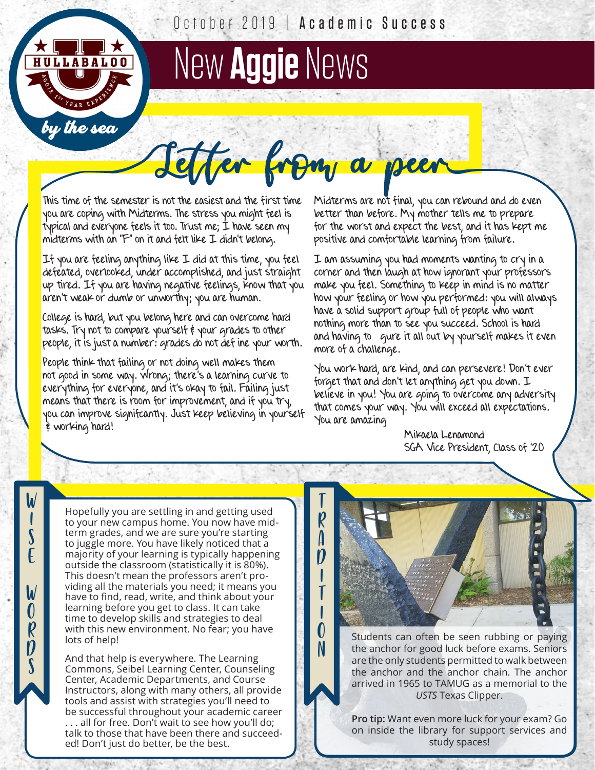October 2019 | **Academic Success**

# New **Aggie** News

HULLABALOO U — Aggie 1st Year Experience — by the sea

## Letter from a peer

This time of the semester is not the easiest and the first time you are coping with Midterms. The stress you might feel is typical and everyone feels it too. Trust me; I have seen my midterms with an "F" on it and felt like I didn't belong.

If you are feeling anything like I did at this time, you feel defeated, overlooked, under accomplished, and just straight up tired. If you are having negative feelings, know that you aren't weak or dumb or unworthy; you are human.

College is hard, but you belong here and can overcome hard tasks. Try not to compare yourself & your grades to other people, it is just a number: grades do not define your worth.

People think that failing or not doing well makes them not good in some way. Wrong; there's a learning curve to everything for everyone, and it's okay to fail. Failing just means that there is room for improvement, and if you try, you can improve signifcantly. Just keep believing in yourself & working hard!

Midterms are not final, you can rebound and do even better than before. My mother tells me to prepare for the worst and expect the best, and it has kept me positive and comfortable learning from failure.

I am assuming you had moments wanting to cry in a corner and then laugh at how ignorant your professors make you feel. Something to keep in mind is no matter how your feeling or how you performed: you will always have a solid support group full of people who want nothing more than to see you succeed. School is hard and having to gure it all out by yourself makes it even more of a challenge.

You work hard, are kind, and can persevere! Don't ever forget that and don't let anything get you down. I believe in you! You are going to overcome any adversity that comes your way. You will exceed all expectations. You are amazing

Mikaela Lenamond
SGA Vice President, Class of '20

## WISE WORDS

Hopefully you are settling in and getting used to your new campus home. You now have mid-term grades, and we are sure you're starting to juggle more. You have likely noticed that a majority of your learning is typically happening outside the classroom (statistically it is 80%). This doesn't mean the professors aren't providing all the materials you need; it means you have to find, read, write, and think about your learning before you get to class. It can take time to develop skills and strategies to deal with this new environment. No fear; you have lots of help!

And that help is everywhere. The Learning Commons, Seibel Learning Center, Counseling Center, Academic Departments, and Course Instructors, along with many others, all provide tools and assist with strategies you'll need to be successful throughout your academic career . . . all for free. Don't wait to see how you'll do; talk to those that have been there and succeeded! Don't just do better, be the best.

## TRADITION

Students can often be seen rubbing or paying the anchor for good luck before exams. Seniors are the only students permitted to walk between the anchor and the anchor chain. The anchor arrived in 1965 to TAMUG as a memorial to the *USTS* Texas Clipper.

**Pro tip:** Want even more luck for your exam? Go on inside the library for support services and study spaces!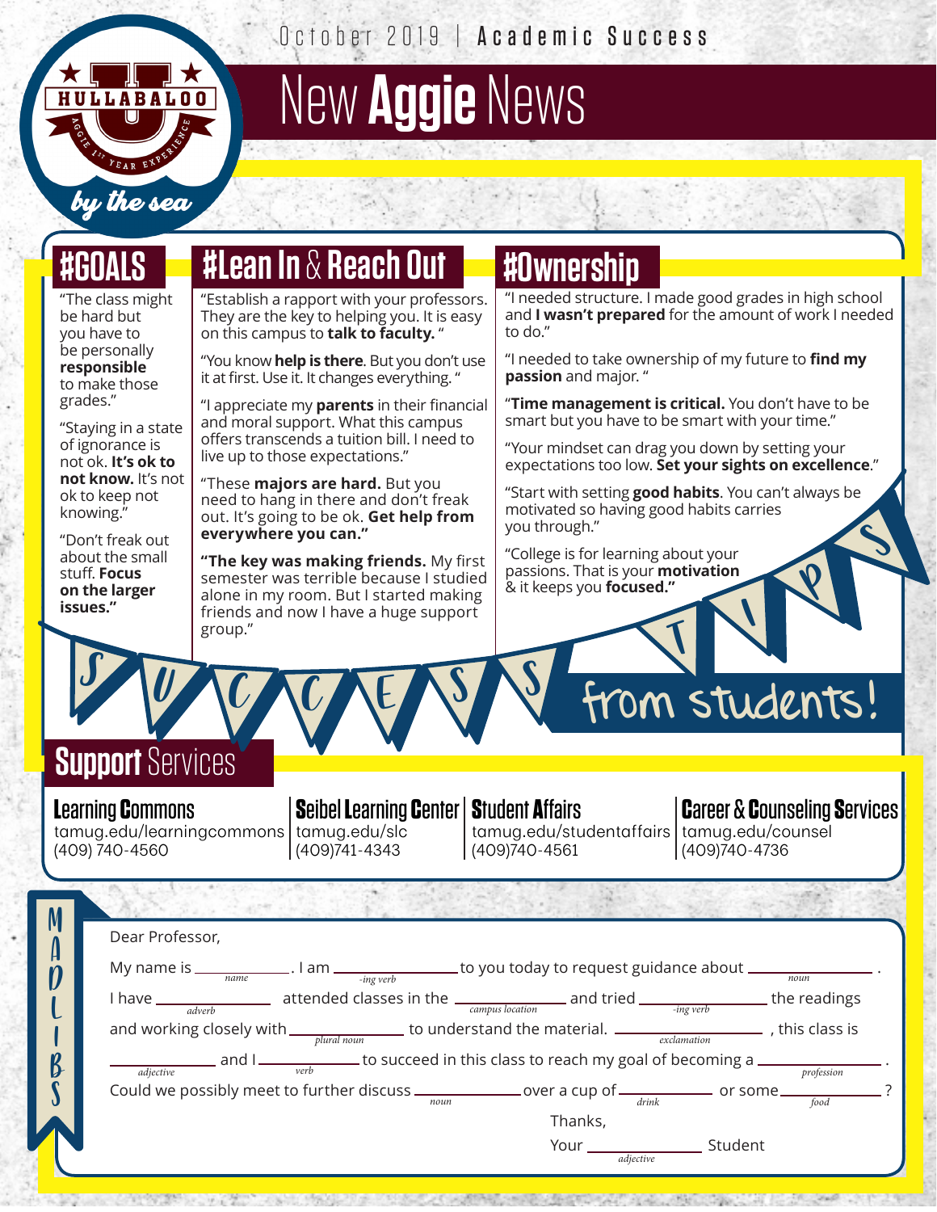October 2019 | **Academic Success**

# New **Aggie** News

HULLABALOO U — AGGIE 1ST YEAR EXPERIENCE — by the sea

## #GOALS

"The class might be hard but you have to be personally **responsible** to make those grades."

"Staying in a state of ignorance is not ok. **It's ok to not know.** It's not ok to keep not knowing."

"Don't freak out about the small stuff. **Focus on the larger issues."**

## #Lean In & Reach Out

"Establish a rapport with your professors. They are the key to helping you. It is easy on this campus to **talk to faculty.** "

"You know **help is there**. But you don't use it at first. Use it. It changes everything. "

"I appreciate my **parents** in their financial and moral support. What this campus offers transcends a tuition bill. I need to live up to those expectations."

"These **majors are hard.** But you need to hang in there and don't freak out. It's going to be ok. **Get help from everywhere you can."**

**"The key was making friends.** My first semester was terrible because I studied alone in my room. But I started making friends and now I have a huge support group."

## #Ownership

"I needed structure. I made good grades in high school and **I wasn't prepared** for the amount of work I needed to do."

"I needed to take ownership of my future to **find my passion** and major. "

"**Time management is critical.** You don't have to be smart but you have to be smart with your time."

"Your mindset can drag you down by setting your expectations too low. **Set your sights on excellence**."

"Start with setting **good habits**. You can't always be motivated so having good habits carries you through."

"College is for learning about your passions. That is your **motivation** & it keeps you **focused."**

SUCCESS TIPS from students!

## **Support** Services

**Learning Commons**
tamug.edu/learningcommons
(409) 740-4560

**Seibel Learning Center**
tamug.edu/slc
(409)741-4343

**Student Affairs**
tamug.edu/studentaffairs
(409)740-4561

**Career & Counseling Services**
tamug.edu/counsel
(409)740-4736

## MADLIBS

Dear Professor,

My name is ________ (*name*). I am ________ (*-ing verb*) to you today to request guidance about ________ (*noun*).

I have ________ (*adverb*) attended classes in the ________ (*campus location*) and tried ________ (*-ing verb*) the readings and working closely with ________ (*plural noun*) to understand the material. ________ (*exclamation*), this class is ________ (*adjective*) and I ________ (*verb*) to succeed in this class to reach my goal of becoming a ________ (*profession*).

Could we possibly meet to further discuss ________ (*noun*) over a cup of ________ (*drink*) or some ________ (*food*)?

Thanks,

Your ________ (*adjective*) Student